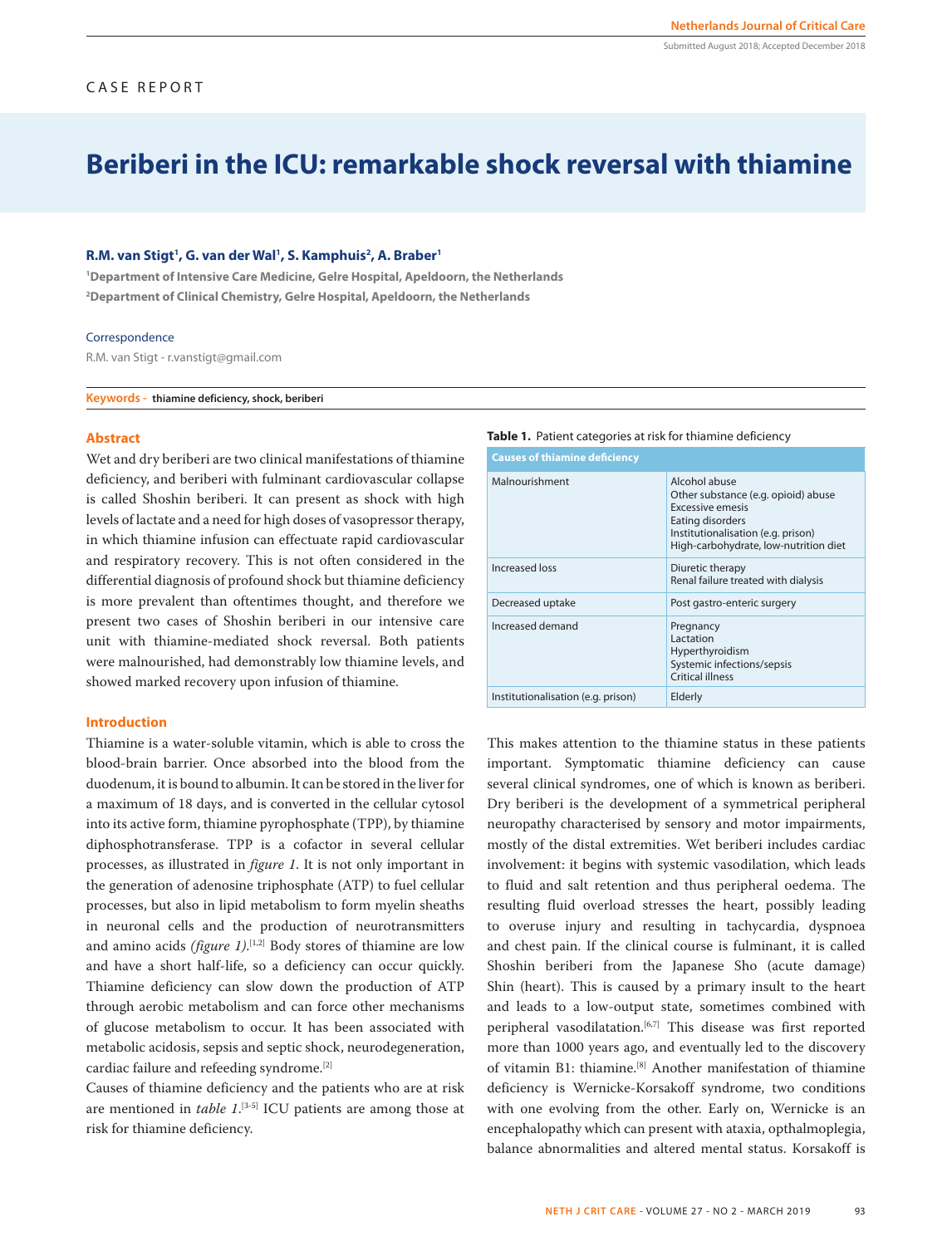CASE REPORT

# Beriberi in the ICU: remarkable shock reversal with thiamine

**R.M. van Stigt[1], G. van der Wal[1], S. Kamphuis[2], A. Braber[1]**

[1]Department of Intensive Care Medicine, Gelre Hospital, Apeldoorn, the Netherlands
[2]Department of Clinical Chemistry, Gelre Hospital, Apeldoorn, the Netherlands

Correspondence

R.M. van Stigt - r.vanstigt@gmail.com

**Keywords** - thiamine deficiency, shock, beriberi

Submitted August 2018; Accepted December 2018

## Abstract

Wet and dry beriberi are two clinical manifestations of thiamine deficiency, and beriberi with fulminant cardiovascular collapse is called Shoshin beriberi. It can present as shock with high levels of lactate and a need for high doses of vasopressor therapy, in which thiamine infusion can effectuate rapid cardiovascular and respiratory recovery. This is not often considered in the differential diagnosis of profound shock but thiamine deficiency is more prevalent than oftentimes thought, and therefore we present two cases of Shoshin beriberi in our intensive care unit with thiamine-mediated shock reversal. Both patients were malnourished, had demonstrably low thiamine levels, and showed marked recovery upon infusion of thiamine.

## Introduction

Thiamine is a water-soluble vitamin, which is able to cross the blood-brain barrier. Once absorbed into the blood from the duodenum, it is bound to albumin. It can be stored in the liver for a maximum of 18 days, and is converted in the cellular cytosol into its active form, thiamine pyrophosphate (TPP), by thiamine diphosphotransferase. TPP is a cofactor in several cellular processes, as illustrated in *figure 1*. It is not only important in the generation of adenosine triphosphate (ATP) to fuel cellular processes, but also in lipid metabolism to form myelin sheaths in neuronal cells and the production of neurotransmitters and amino acids *(figure 1)*.[1,2] Body stores of thiamine are low and have a short half-life, so a deficiency can occur quickly. Thiamine deficiency can slow down the production of ATP through aerobic metabolism and can force other mechanisms of glucose metabolism to occur. It has been associated with metabolic acidosis, sepsis and septic shock, neurodegeneration, cardiac failure and refeeding syndrome.[2]

Causes of thiamine deficiency and the patients who are at risk are mentioned in *table 1*.[3-5] ICU patients are among those at risk for thiamine deficiency.

**Table 1.** Patient categories at risk for thiamine deficiency

| Causes of thiamine deficiency | |
|---|---|
| Malnourishment | Alcohol abuse<br>Other substance (e.g. opioid) abuse<br>Excessive emesis<br>Eating disorders<br>Institutionalisation (e.g. prison)<br>High-carbohydrate, low-nutrition diet |
| Increased loss | Diuretic therapy<br>Renal failure treated with dialysis |
| Decreased uptake | Post gastro-enteric surgery |
| Increased demand | Pregnancy<br>Lactation<br>Hyperthyroidism<br>Systemic infections/sepsis<br>Critical illness |
| Institutionalisation (e.g. prison) | Elderly |

This makes attention to the thiamine status in these patients important. Symptomatic thiamine deficiency can cause several clinical syndromes, one of which is known as beriberi. Dry beriberi is the development of a symmetrical peripheral neuropathy characterised by sensory and motor impairments, mostly of the distal extremities. Wet beriberi includes cardiac involvement: it begins with systemic vasodilation, which leads to fluid and salt retention and thus peripheral oedema. The resulting fluid overload stresses the heart, possibly leading to overuse injury and resulting in tachycardia, dyspnoea and chest pain. If the clinical course is fulminant, it is called Shoshin beriberi from the Japanese Sho (acute damage) Shin (heart). This is caused by a primary insult to the heart and leads to a low-output state, sometimes combined with peripheral vasodilatation.[6,7] This disease was first reported more than 1000 years ago, and eventually led to the discovery of vitamin B1: thiamine.[8] Another manifestation of thiamine deficiency is Wernicke-Korsakoff syndrome, two conditions with one evolving from the other. Early on, Wernicke is an encephalopathy which can present with ataxia, opthalmoplegia, balance abnormalities and altered mental status. Korsakoff is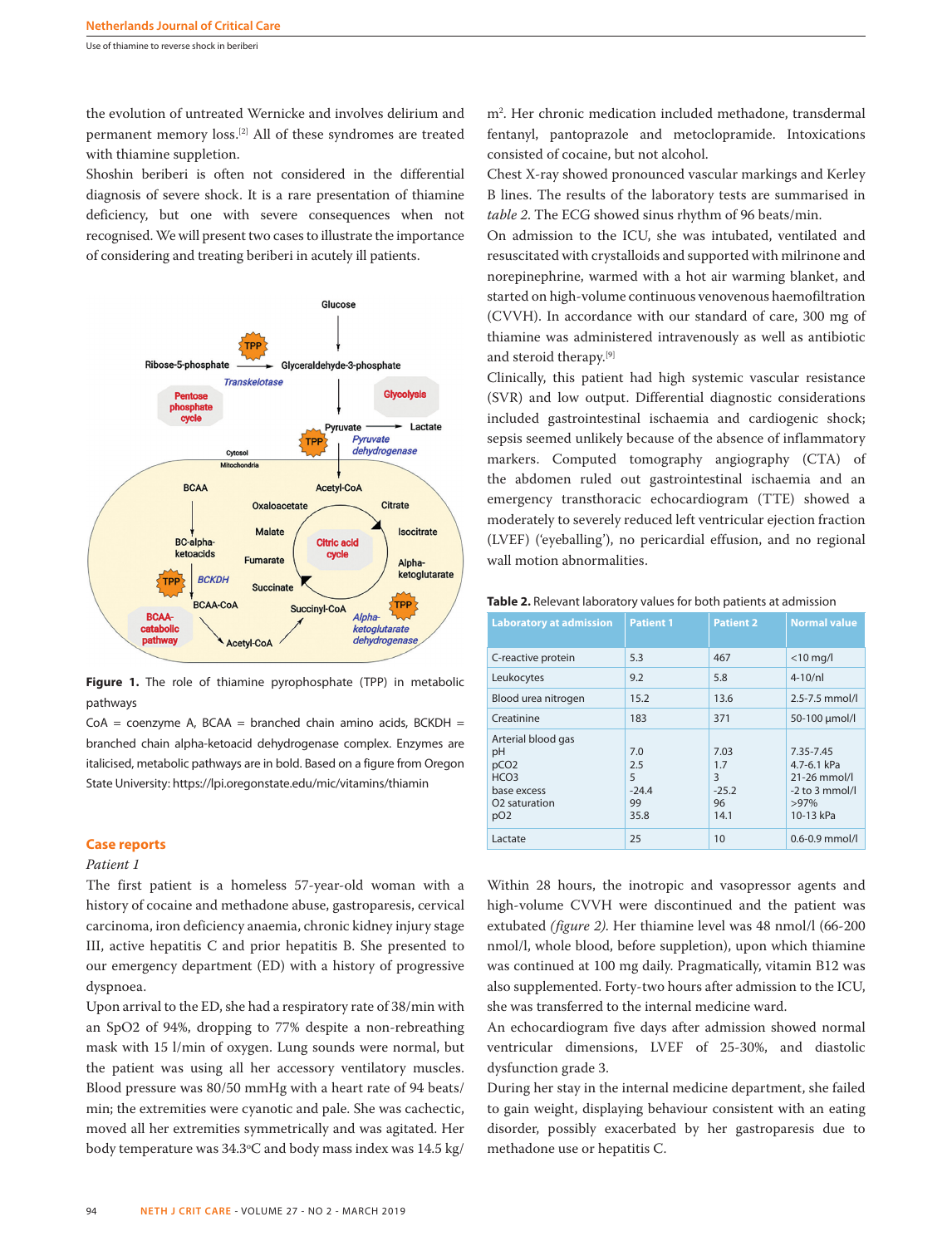the evolution of untreated Wernicke and involves delirium and permanent memory loss.[2] All of these syndromes are treated with thiamine suppletion.

Shoshin beriberi is often not considered in the differential diagnosis of severe shock. It is a rare presentation of thiamine deficiency, but one with severe consequences when not recognised. We will present two cases to illustrate the importance of considering and treating beriberi in acutely ill patients.

**Figure 1.** The role of thiamine pyrophosphate (TPP) in metabolic pathways

CoA = coenzyme A, BCAA = branched chain amino acids, BCKDH = branched chain alpha-ketoacid dehydrogenase complex. Enzymes are italicised, metabolic pathways are in bold. Based on a figure from Oregon State University: https://lpi.oregonstate.edu/mic/vitamins/thiamin

## Case reports

*Patient 1*

The first patient is a homeless 57-year-old woman with a history of cocaine and methadone abuse, gastroparesis, cervical carcinoma, iron deficiency anaemia, chronic kidney injury stage III, active hepatitis C and prior hepatitis B. She presented to our emergency department (ED) with a history of progressive dyspnoea.

Upon arrival to the ED, she had a respiratory rate of 38/min with an SpO2 of 94%, dropping to 77% despite a non-rebreathing mask with 15 l/min of oxygen. Lung sounds were normal, but the patient was using all her accessory ventilatory muscles. Blood pressure was 80/50 mmHg with a heart rate of 94 beats/min; the extremities were cyanotic and pale. She was cachectic, moved all her extremities symmetrically and was agitated. Her body temperature was 34.3°C and body mass index was 14.5 kg/m$^2$. Her chronic medication included methadone, transdermal fentanyl, pantoprazole and metoclopramide. Intoxications consisted of cocaine, but not alcohol.

Chest X-ray showed pronounced vascular markings and Kerley B lines. The results of the laboratory tests are summarised in *table 2.* The ECG showed sinus rhythm of 96 beats/min.

On admission to the ICU, she was intubated, ventilated and resuscitated with crystalloids and supported with milrinone and norepinephrine, warmed with a hot air warming blanket, and started on high-volume continuous venovenous haemofiltration (CVVH). In accordance with our standard of care, 300 mg of thiamine was administered intravenously as well as antibiotic and steroid therapy.[9]

Clinically, this patient had high systemic vascular resistance (SVR) and low output. Differential diagnostic considerations included gastrointestinal ischaemia and cardiogenic shock; sepsis seemed unlikely because of the absence of inflammatory markers. Computed tomography angiography (CTA) of the abdomen ruled out gastrointestinal ischaemia and an emergency transthoracic echocardiogram (TTE) showed a moderately to severely reduced left ventricular ejection fraction (LVEF) ('eyeballing'), no pericardial effusion, and no regional wall motion abnormalities.

**Table 2.** Relevant laboratory values for both patients at admission

| Laboratory at admission | Patient 1 | Patient 2 | Normal value |
|---|---|---|---|
| C-reactive protein | 5.3 | 467 | <10 mg/l |
| Leukocytes | 9.2 | 5.8 | 4-10/nl |
| Blood urea nitrogen | 15.2 | 13.6 | 2.5-7.5 mmol/l |
| Creatinine | 183 | 371 | 50-100 µmol/l |
| Arterial blood gas | | | |
| pH | 7.0 | 7.03 | 7.35-7.45 |
| pCO2 | 2.5 | 1.7 | 4.7-6.1 kPa |
| HCO3 | 5 | 3 | 21-26 mmol/l |
| base excess | -24.4 | -25.2 | -2 to 3 mmol/l |
| O2 saturation | 99 | 96 | >97% |
| pO2 | 35.8 | 14.1 | 10-13 kPa |
| Lactate | 25 | 10 | 0.6-0.9 mmol/l |

Within 28 hours, the inotropic and vasopressor agents and high-volume CVVH were discontinued and the patient was extubated *(figure 2).* Her thiamine level was 48 nmol/l (66-200 nmol/l, whole blood, before suppletion), upon which thiamine was continued at 100 mg daily. Pragmatically, vitamin B12 was also supplemented. Forty-two hours after admission to the ICU, she was transferred to the internal medicine ward.

An echocardiogram five days after admission showed normal ventricular dimensions, LVEF of 25-30%, and diastolic dysfunction grade 3.

During her stay in the internal medicine department, she failed to gain weight, displaying behaviour consistent with an eating disorder, possibly exacerbated by her gastroparesis due to methadone use or hepatitis C.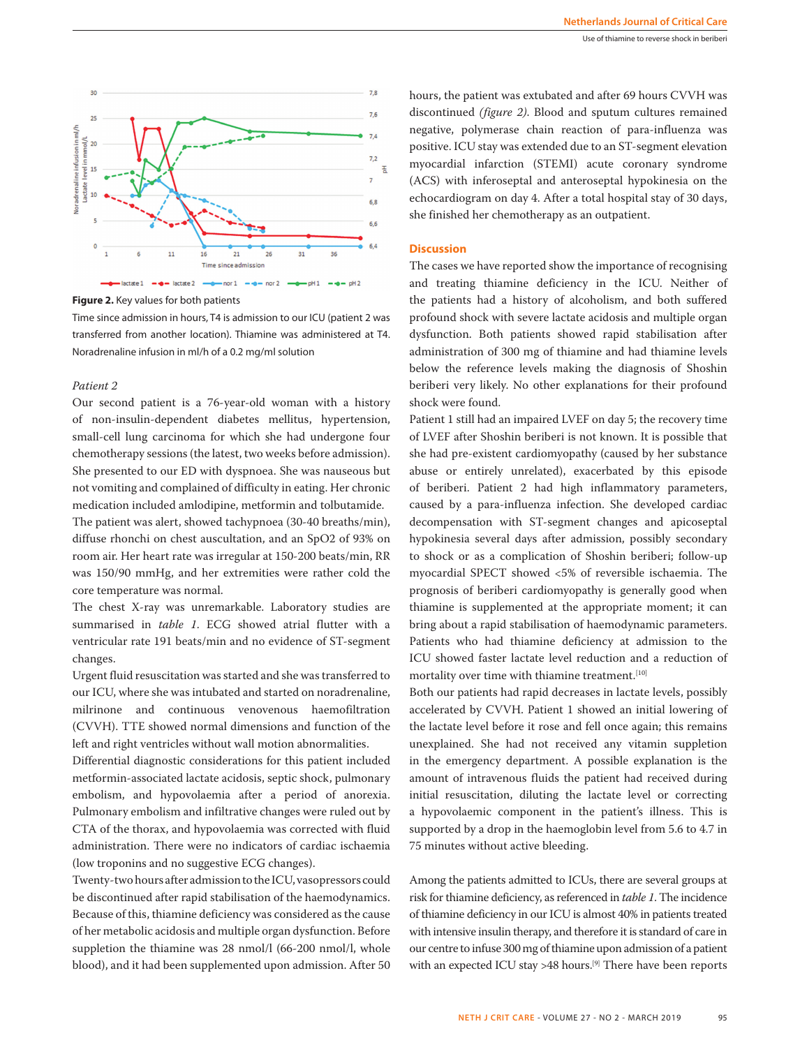**Figure 2.** Key values for both patients

Time since admission in hours, T4 is admission to our ICU (patient 2 was transferred from another location). Thiamine was administered at T4. Noradrenaline infusion in ml/h of a 0.2 mg/ml solution

*Patient 2*

Our second patient is a 76-year-old woman with a history of non-insulin-dependent diabetes mellitus, hypertension, small-cell lung carcinoma for which she had undergone four chemotherapy sessions (the latest, two weeks before admission). She presented to our ED with dyspnoea. She was nauseous but not vomiting and complained of difficulty in eating. Her chronic medication included amlodipine, metformin and tolbutamide.

The patient was alert, showed tachypnoea (30-40 breaths/min), diffuse rhonchi on chest auscultation, and an SpO2 of 93% on room air. Her heart rate was irregular at 150-200 beats/min, RR was 150/90 mmHg, and her extremities were rather cold the core temperature was normal.

The chest X-ray was unremarkable. Laboratory studies are summarised in *table 1*. ECG showed atrial flutter with a ventricular rate 191 beats/min and no evidence of ST-segment changes.

Urgent fluid resuscitation was started and she was transferred to our ICU, where she was intubated and started on noradrenaline, milrinone and continuous venovenous haemofiltration (CVVH). TTE showed normal dimensions and function of the left and right ventricles without wall motion abnormalities.

Differential diagnostic considerations for this patient included metformin-associated lactate acidosis, septic shock, pulmonary embolism, and hypovolaemia after a period of anorexia. Pulmonary embolism and infiltrative changes were ruled out by CTA of the thorax, and hypovolaemia was corrected with fluid administration. There were no indicators of cardiac ischaemia (low troponins and no suggestive ECG changes).

Twenty-two hours after admission to the ICU, vasopressors could be discontinued after rapid stabilisation of the haemodynamics. Because of this, thiamine deficiency was considered as the cause of her metabolic acidosis and multiple organ dysfunction. Before suppletion the thiamine was 28 nmol/l (66-200 nmol/l, whole blood), and it had been supplemented upon admission. After 50 hours, the patient was extubated and after 69 hours CVVH was discontinued *(figure 2)*. Blood and sputum cultures remained negative, polymerase chain reaction of para-influenza was positive. ICU stay was extended due to an ST-segment elevation myocardial infarction (STEMI) acute coronary syndrome (ACS) with inferoseptal and anteroseptal hypokinesia on the echocardiogram on day 4. After a total hospital stay of 30 days, she finished her chemotherapy as an outpatient.

## Discussion

The cases we have reported show the importance of recognising and treating thiamine deficiency in the ICU. Neither of the patients had a history of alcoholism, and both suffered profound shock with severe lactate acidosis and multiple organ dysfunction. Both patients showed rapid stabilisation after administration of 300 mg of thiamine and had thiamine levels below the reference levels making the diagnosis of Shoshin beriberi very likely. No other explanations for their profound shock were found.

Patient 1 still had an impaired LVEF on day 5; the recovery time of LVEF after Shoshin beriberi is not known. It is possible that she had pre-existent cardiomyopathy (caused by her substance abuse or entirely unrelated), exacerbated by this episode of beriberi. Patient 2 had high inflammatory parameters, caused by a para-influenza infection. She developed cardiac decompensation with ST-segment changes and apicoseptal hypokinesia several days after admission, possibly secondary to shock or as a complication of Shoshin beriberi; follow-up myocardial SPECT showed <5% of reversible ischaemia. The prognosis of beriberi cardiomyopathy is generally good when thiamine is supplemented at the appropriate moment; it can bring about a rapid stabilisation of haemodynamic parameters. Patients who had thiamine deficiency at admission to the ICU showed faster lactate level reduction and a reduction of mortality over time with thiamine treatment.[10]

Both our patients had rapid decreases in lactate levels, possibly accelerated by CVVH. Patient 1 showed an initial lowering of the lactate level before it rose and fell once again; this remains unexplained. She had not received any vitamin suppletion in the emergency department. A possible explanation is the amount of intravenous fluids the patient had received during initial resuscitation, diluting the lactate level or correcting a hypovolaemic component in the patient's illness. This is supported by a drop in the haemoglobin level from 5.6 to 4.7 in 75 minutes without active bleeding.

Among the patients admitted to ICUs, there are several groups at risk for thiamine deficiency, as referenced in *table 1*. The incidence of thiamine deficiency in our ICU is almost 40% in patients treated with intensive insulin therapy, and therefore it is standard of care in our centre to infuse 300 mg of thiamine upon admission of a patient with an expected ICU stay >48 hours.[9] There have been reports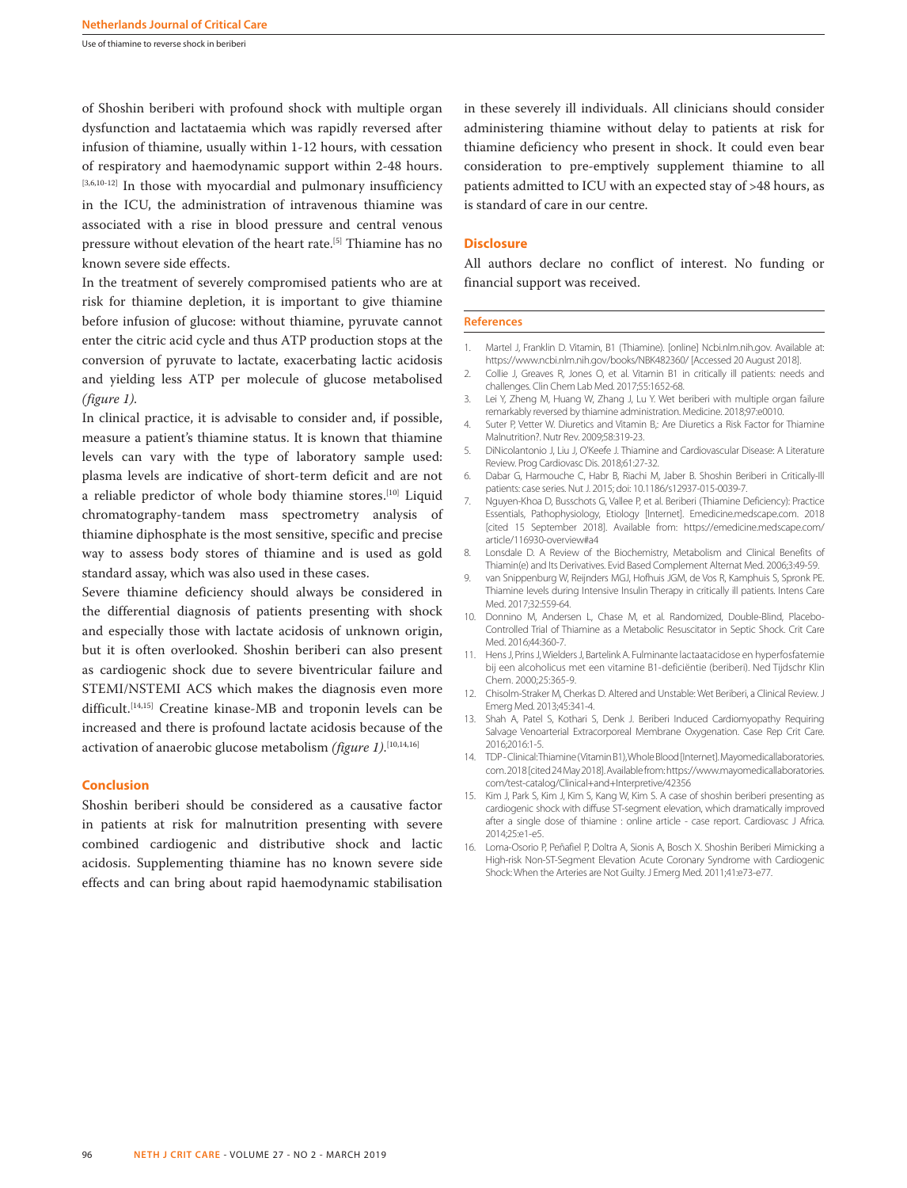of Shoshin beriberi with profound shock with multiple organ dysfunction and lactataemia which was rapidly reversed after infusion of thiamine, usually within 1-12 hours, with cessation of respiratory and haemodynamic support within 2-48 hours.[3,6,10-12] In those with myocardial and pulmonary insufficiency in the ICU, the administration of intravenous thiamine was associated with a rise in blood pressure and central venous pressure without elevation of the heart rate.[5] Thiamine has no known severe side effects.

In the treatment of severely compromised patients who are at risk for thiamine depletion, it is important to give thiamine before infusion of glucose: without thiamine, pyruvate cannot enter the citric acid cycle and thus ATP production stops at the conversion of pyruvate to lactate, exacerbating lactic acidosis and yielding less ATP per molecule of glucose metabolised *(figure 1)*.

In clinical practice, it is advisable to consider and, if possible, measure a patient's thiamine status. It is known that thiamine levels can vary with the type of laboratory sample used: plasma levels are indicative of short-term deficit and are not a reliable predictor of whole body thiamine stores.[10] Liquid chromatography-tandem mass spectrometry analysis of thiamine diphosphate is the most sensitive, specific and precise way to assess body stores of thiamine and is used as gold standard assay, which was also used in these cases.

Severe thiamine deficiency should always be considered in the differential diagnosis of patients presenting with shock and especially those with lactate acidosis of unknown origin, but it is often overlooked. Shoshin beriberi can also present as cardiogenic shock due to severe biventricular failure and STEMI/NSTEMI ACS which makes the diagnosis even more difficult.[14,15] Creatine kinase-MB and troponin levels can be increased and there is profound lactate acidosis because of the activation of anaerobic glucose metabolism *(figure 1)*.[10,14,16]

## Conclusion

Shoshin beriberi should be considered as a causative factor in patients at risk for malnutrition presenting with severe combined cardiogenic and distributive shock and lactic acidosis. Supplementing thiamine has no known severe side effects and can bring about rapid haemodynamic stabilisation in these severely ill individuals. All clinicians should consider administering thiamine without delay to patients at risk for thiamine deficiency who present in shock. It could even bear consideration to pre-emptively supplement thiamine to all patients admitted to ICU with an expected stay of >48 hours, as is standard of care in our centre.

## Disclosure

All authors declare no conflict of interest. No funding or financial support was received.

## References

1. Martel J, Franklin D. Vitamin, B1 (Thiamine). [online] Ncbi.nlm.nih.gov. Available at: https://www.ncbi.nlm.nih.gov/books/NBK482360/ [Accessed 20 August 2018].
2. Collie J, Greaves R, Jones O, et al. Vitamin B1 in critically ill patients: needs and challenges. Clin Chem Lab Med. 2017;55:1652-68.
3. Lei Y, Zheng M, Huang W, Zhang J, Lu Y. Wet beriberi with multiple organ failure remarkably reversed by thiamine administration. Medicine. 2018;97:e0010.
4. Suter P, Vetter W. Diuretics and Vitamin $B_1$: Are Diuretics a Risk Factor for Thiamine Malnutrition?. Nutr Rev. 2009;58:319-23.
5. DiNicolantonio J, Liu J, O'Keefe J. Thiamine and Cardiovascular Disease: A Literature Review. Prog Cardiovasc Dis. 2018;61:27-32.
6. Dabar G, Harmouche C, Habr B, Riachi M, Jaber B. Shoshin Beriberi in Critically-Ill patients: case series. Nut J. 2015; doi: 10.1186/s12937-015-0039-7.
7. Nguyen-Khoa D, Busschots G, Vallee P, et al. Beriberi (Thiamine Deficiency): Practice Essentials, Pathophysiology, Etiology [Internet]. Emedicine.medscape.com. 2018 [cited 15 September 2018]. Available from: https://emedicine.medscape.com/article/116930-overview#a4
8. Lonsdale D. A Review of the Biochemistry, Metabolism and Clinical Benefits of Thiamin(e) and Its Derivatives. Evid Based Complement Alternat Med. 2006;3:49-59.
9. van Snippenburg W, Reijnders MGJ, Hofhuis JGM, de Vos R, Kamphuis S, Spronk PE. Thiamine levels during Intensive Insulin Therapy in critically ill patients. Intens Care Med. 2017;32:559-64.
10. Donnino M, Andersen L, Chase M, et al. Randomized, Double-Blind, Placebo-Controlled Trial of Thiamine as a Metabolic Resuscitator in Septic Shock. Crit Care Med. 2016;44:360-7.
11. Hens J, Prins J, Wielders J, Bartelink A. Fulminante lactaatacidose en hyperfosfatemie bij een alcoholicus met een vitamine B1-deficiëntie (beriberi). Ned Tijdschr Klin Chem. 2000;25:365-9.
12. Chisolm-Straker M, Cherkas D. Altered and Unstable: Wet Beriberi, a Clinical Review. J Emerg Med. 2013;45:341-4.
13. Shah A, Patel S, Kothari S, Denk J. Beriberi Induced Cardiomyopathy Requiring Salvage Venoarterial Extracorporeal Membrane Oxygenation. Case Rep Crit Care. 2016;2016:1-5.
14. TDP - Clinical: Thiamine (Vitamin B1), Whole Blood [Internet]. Mayomedicallaboratories.com. 2018 [cited 24 May 2018]. Available from: https://www.mayomedicallaboratories.com/test-catalog/Clinical+and+Interpretive/42356
15. Kim J, Park S, Kim J, Kim S, Kang W, Kim S. A case of shoshin beriberi presenting as cardiogenic shock with diffuse ST-segment elevation, which dramatically improved after a single dose of thiamine : online article - case report. Cardiovasc J Africa. 2014;25:e1-e5.
16. Loma-Osorio P, Peñafiel P, Doltra A, Sionis A, Bosch X. Shoshin Beriberi Mimicking a High-risk Non-ST-Segment Elevation Acute Coronary Syndrome with Cardiogenic Shock: When the Arteries are Not Guilty. J Emerg Med. 2011;41:e73-e77.